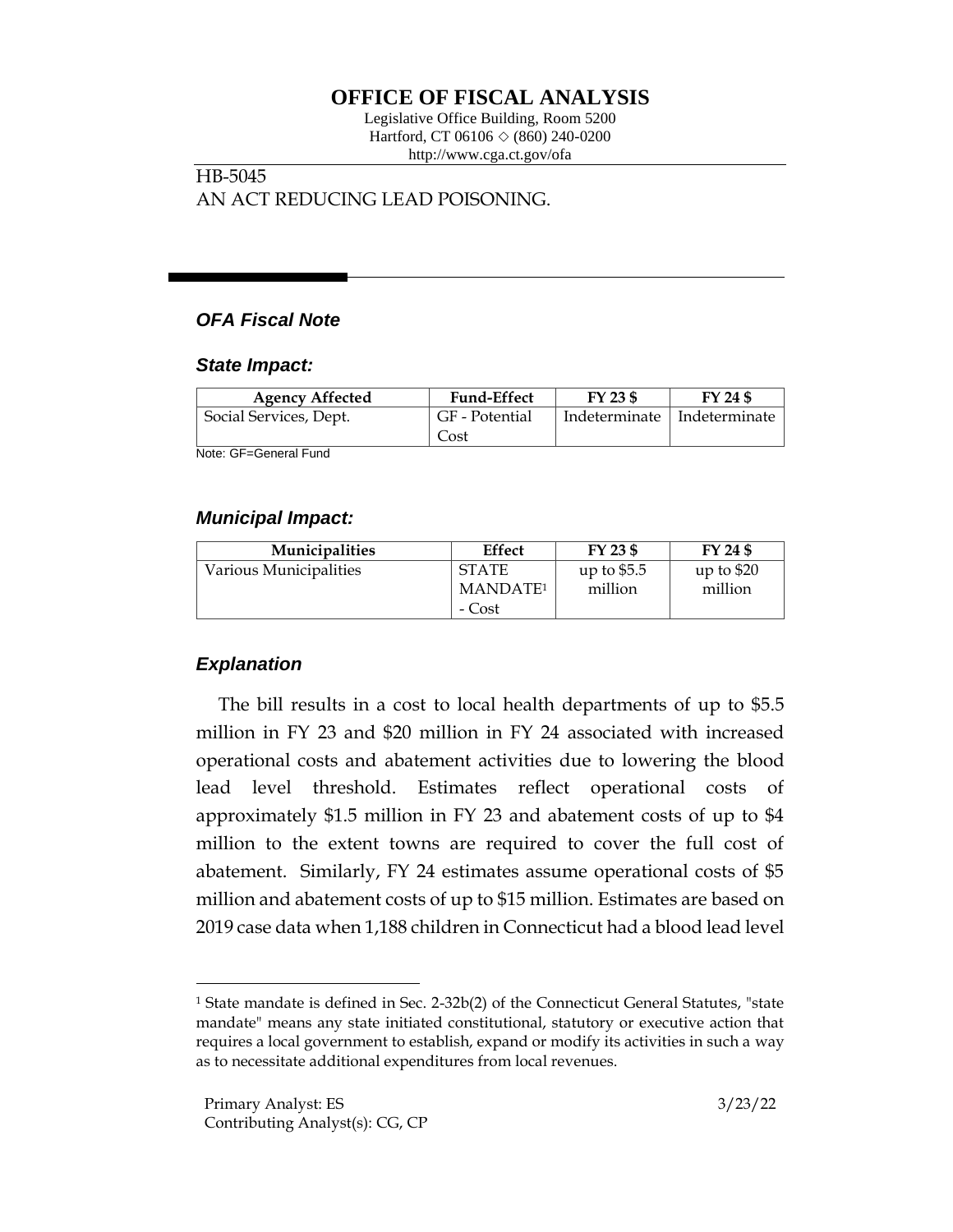# OFFICE OF FISCAL ANALYSIS

Legislative Office Building, Room 5200
Hartford, CT 06106 ◇ (860) 240-0200
http://www.cga.ct.gov/ofa

HB-5045
AN ACT REDUCING LEAD POISONING.

## *OFA Fiscal Note*

### *State Impact:*

| Agency Affected | Fund-Effect | FY 23 $ | FY 24 $ |
|---|---|---|---|
| Social Services, Dept. | GF - Potential Cost | Indeterminate | Indeterminate |

Note: GF=General Fund

### *Municipal Impact:*

| Municipalities | Effect | FY 23 $ | FY 24 $ |
|---|---|---|---|
| Various Municipalities | STATE MANDATE[1] - Cost | up to $5.5 million | up to $20 million |

### *Explanation*

The bill results in a cost to local health departments of up to $5.5 million in FY 23 and $20 million in FY 24 associated with increased operational costs and abatement activities due to lowering the blood lead level threshold. Estimates reflect operational costs of approximately $1.5 million in FY 23 and abatement costs of up to $4 million to the extent towns are required to cover the full cost of abatement. Similarly, FY 24 estimates assume operational costs of $5 million and abatement costs of up to $15 million. Estimates are based on 2019 case data when 1,188 children in Connecticut had a blood lead level

[1] State mandate is defined in Sec. 2-32b(2) of the Connecticut General Statutes, "state mandate" means any state initiated constitutional, statutory or executive action that requires a local government to establish, expand or modify its activities in such a way as to necessitate additional expenditures from local revenues.

Primary Analyst: ES
Contributing Analyst(s): CG, CP

3/23/22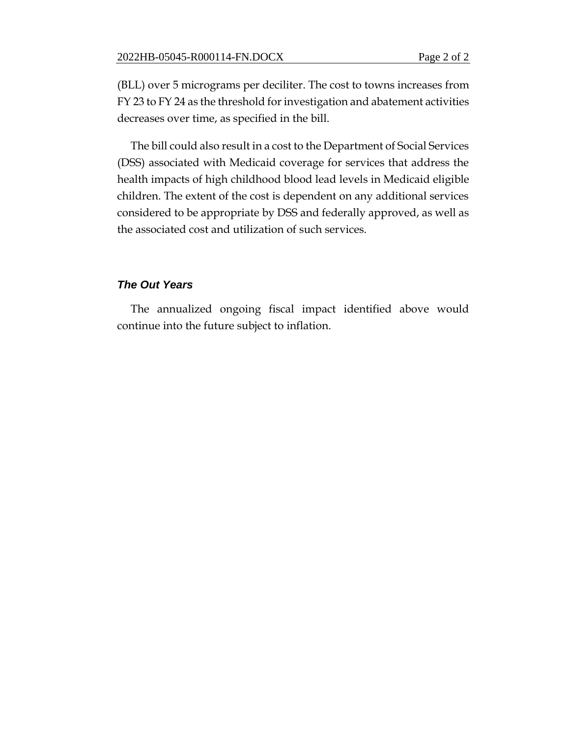(BLL) over 5 micrograms per deciliter. The cost to towns increases from FY 23 to FY 24 as the threshold for investigation and abatement activities decreases over time, as specified in the bill.

The bill could also result in a cost to the Department of Social Services (DSS) associated with Medicaid coverage for services that address the health impacts of high childhood blood lead levels in Medicaid eligible children. The extent of the cost is dependent on any additional services considered to be appropriate by DSS and federally approved, as well as the associated cost and utilization of such services.

### *The Out Years*

The annualized ongoing fiscal impact identified above would continue into the future subject to inflation.